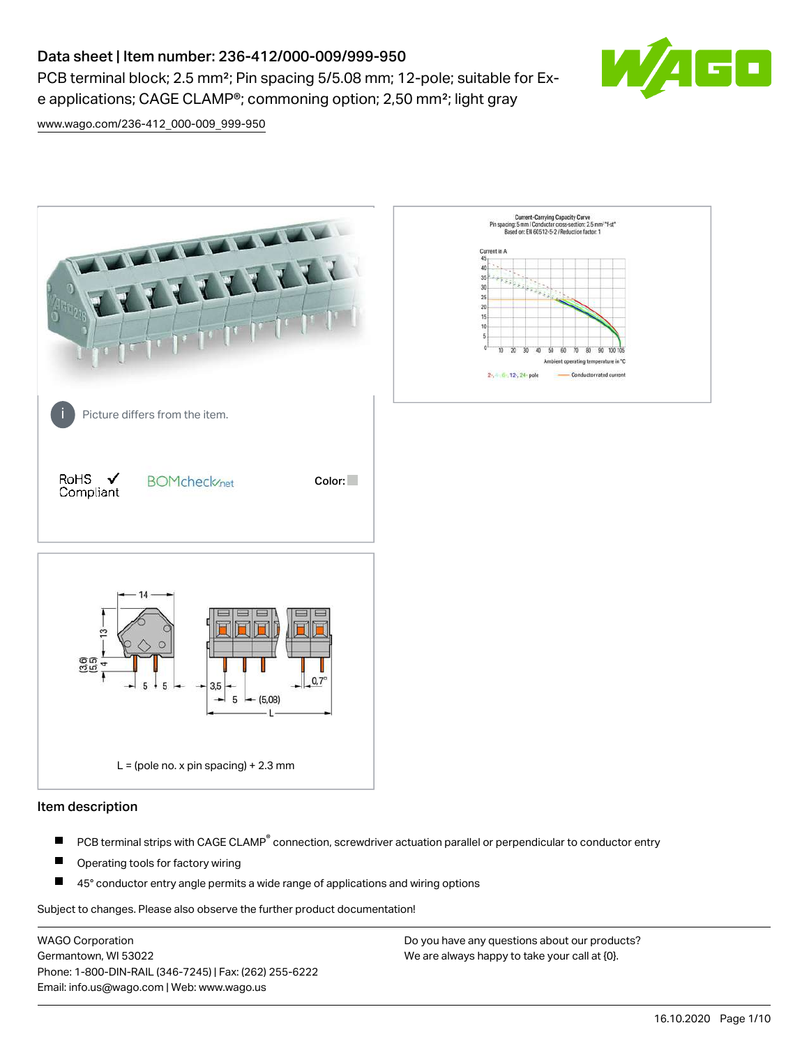# Data sheet | Item number: 236-412/000-009/999-950

PCB terminal block; 2.5 mm²; Pin spacing 5/5.08 mm; 12-pole; suitable for Ex-e applications; CAGE CLAMP®; commoning option; 2,50 mm²; light gray

www.wago.com/236-412_000-009_999-950

Picture differs from the item.

RoHS ✓ Compliant

BOMcheck.net

Color:

L = (pole no. x pin spacing) + 2.3 mm

## Item description

- PCB terminal strips with CAGE CLAMP® connection, screwdriver actuation parallel or perpendicular to conductor entry
- Operating tools for factory wiring
- 45° conductor entry angle permits a wide range of applications and wiring options

Subject to changes. Please also observe the further product documentation!

WAGO Corporation
Germantown, WI 53022
Phone: 1-800-DIN-RAIL (346-7245) | Fax: (262) 255-6222
Email: info.us@wago.com | Web: www.wago.us

Do you have any questions about our products?
We are always happy to take your call at {0}.

16.10.2020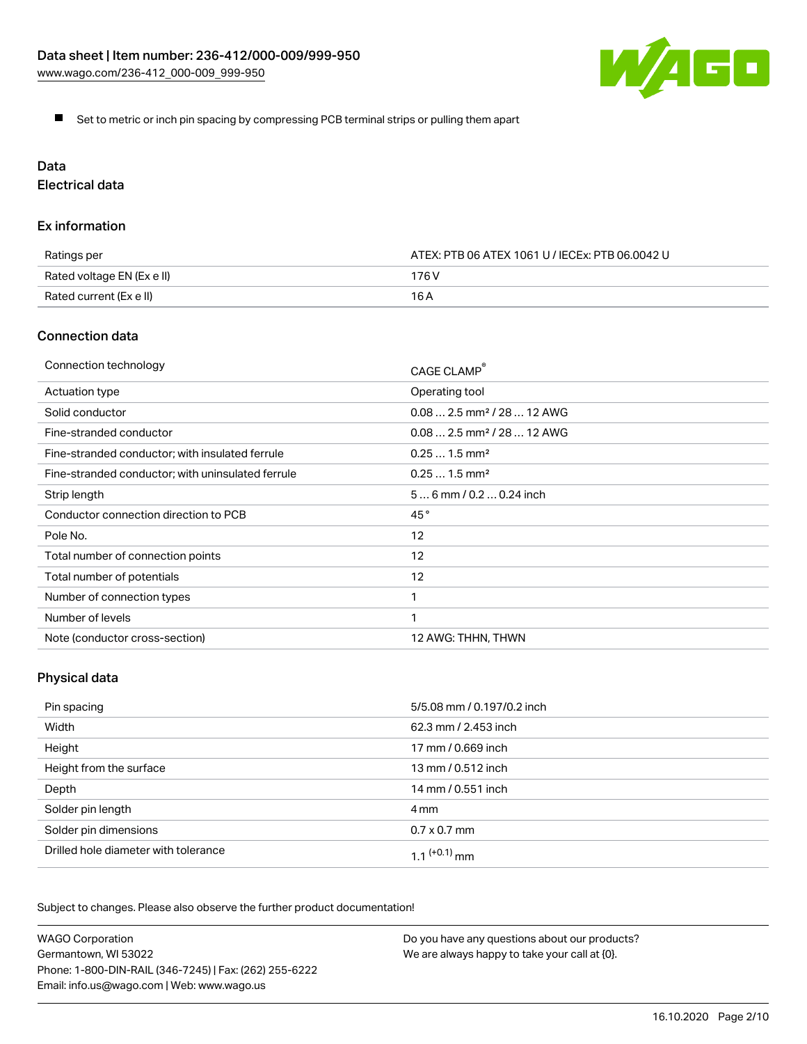- Set to metric or inch pin spacing by compressing PCB terminal strips or pulling them apart

## Data

### Electrical data

#### Ex information

| | |
|---|---|
| Ratings per | ATEX: PTB 06 ATEX 1061 U / IECEx: PTB 06.0042 U |
| Rated voltage EN (Ex e II) | 176 V |
| Rated current (Ex e II) | 16 A |

#### Connection data

| | |
|---|---|
| Connection technology | CAGE CLAMP® |
| Actuation type | Operating tool |
| Solid conductor | 0.08 … 2.5 mm² / 28 … 12 AWG |
| Fine-stranded conductor | 0.08 … 2.5 mm² / 28 … 12 AWG |
| Fine-stranded conductor; with insulated ferrule | 0.25 … 1.5 mm² |
| Fine-stranded conductor; with uninsulated ferrule | 0.25 … 1.5 mm² |
| Strip length | 5 … 6 mm / 0.2 … 0.24 inch |
| Conductor connection direction to PCB | 45 ° |
| Pole No. | 12 |
| Total number of connection points | 12 |
| Total number of potentials | 12 |
| Number of connection types | 1 |
| Number of levels | 1 |
| Note (conductor cross-section) | 12 AWG: THHN, THWN |

#### Physical data

| | |
|---|---|
| Pin spacing | 5/5.08 mm / 0.197/0.2 inch |
| Width | 62.3 mm / 2.453 inch |
| Height | 17 mm / 0.669 inch |
| Height from the surface | 13 mm / 0.512 inch |
| Depth | 14 mm / 0.551 inch |
| Solder pin length | 4 mm |
| Solder pin dimensions | 0.7 x 0.7 mm |
| Drilled hole diameter with tolerance | 1.1 $^{(+0.1)}$ mm |

Subject to changes. Please also observe the further product documentation!

WAGO Corporation
Germantown, WI 53022
Phone: 1-800-DIN-RAIL (346-7245) | Fax: (262) 255-6222
Email: info.us@wago.com | Web: www.wago.us

Do you have any questions about our products?
We are always happy to take your call at {0}.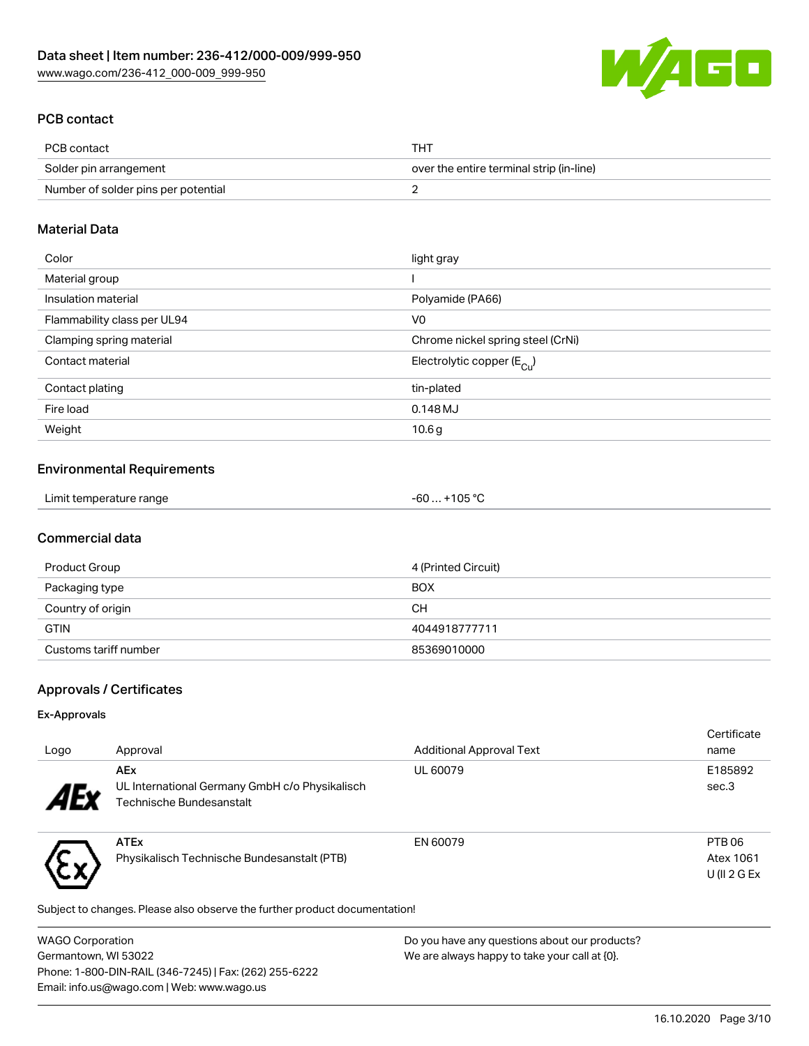## PCB contact

| PCB contact | THT |
| --- | --- |
| Solder pin arrangement | over the entire terminal strip (in-line) |
| Number of solder pins per potential | 2 |

## Material Data

| Color | light gray |
| --- | --- |
| Material group | I |
| Insulation material | Polyamide (PA66) |
| Flammability class per UL94 | V0 |
| Clamping spring material | Chrome nickel spring steel (CrNi) |
| Contact material | Electrolytic copper ($E_{Cu}$) |
| Contact plating | tin-plated |
| Fire load | 0.148 MJ |
| Weight | 10.6 g |

## Environmental Requirements

| Limit temperature range | -60 … +105 °C |
| --- | --- |

## Commercial data

| Product Group | 4 (Printed Circuit) |
| --- | --- |
| Packaging type | BOX |
| Country of origin | CH |
| GTIN | 4044918777711 |
| Customs tariff number | 85369010000 |

## Approvals / Certificates

### Ex-Approvals

| Logo | Approval | Additional Approval Text | Certificate name |
| --- | --- | --- | --- |
| | **AEx** UL International Germany GmbH c/o Physikalisch Technische Bundesanstalt | UL 60079 | E185892 sec.3 |
| | **ATEx** Physikalisch Technische Bundesanstalt (PTB) | EN 60079 | PTB 06 Atex 1061 U (II 2 G Ex |

Subject to changes. Please also observe the further product documentation!

WAGO Corporation
Germantown, WI 53022
Phone: 1-800-DIN-RAIL (346-7245) | Fax: (262) 255-6222
Email: info.us@wago.com | Web: www.wago.us

Do you have any questions about our products?
We are always happy to take your call at {0}.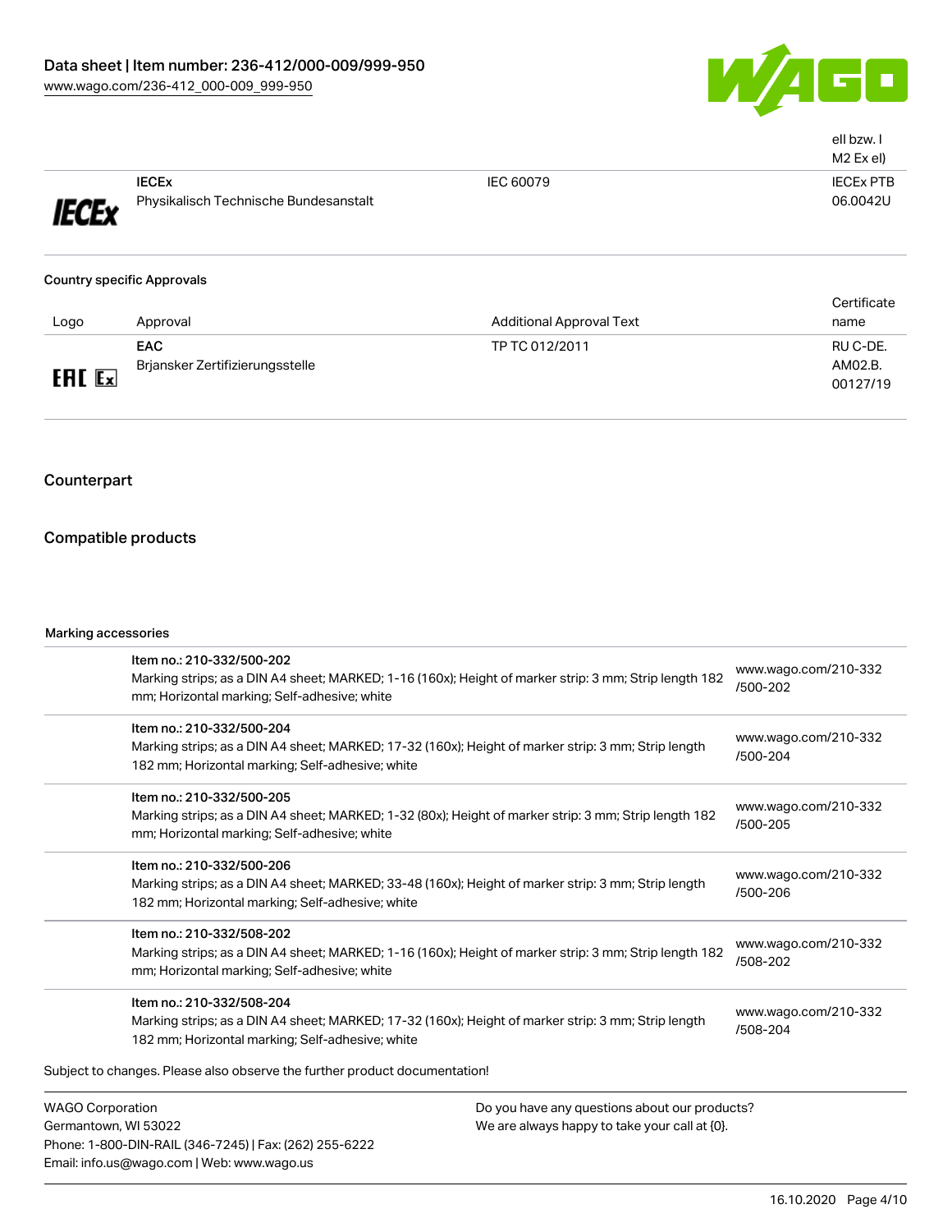| | | | ell bzw. I M2 Ex el) |
|---|---|---|---|
| IECEx | **IECEx** Physikalisch Technische Bundesanstalt | IEC 60079 | IECEx PTB 06.0042U |

### Country specific Approvals

| Logo | Approval | Additional Approval Text | Certificate name |
|---|---|---|---|
| EAC Ex | **EAC** Brjansker Zertifizierungsstelle | TP TC 012/2011 | RU C-DE. AM02.B. 00127/19 |

## Counterpart

## Compatible products

### Marking accessories

| | |
|---|---|
| Item no.: 210-332/500-202 Marking strips; as a DIN A4 sheet; MARKED; 1-16 (160x); Height of marker strip: 3 mm; Strip length 182 mm; Horizontal marking; Self-adhesive; white | www.wago.com/210-332/500-202 |
| Item no.: 210-332/500-204 Marking strips; as a DIN A4 sheet; MARKED; 17-32 (160x); Height of marker strip: 3 mm; Strip length 182 mm; Horizontal marking; Self-adhesive; white | www.wago.com/210-332/500-204 |
| Item no.: 210-332/500-205 Marking strips; as a DIN A4 sheet; MARKED; 1-32 (80x); Height of marker strip: 3 mm; Strip length 182 mm; Horizontal marking; Self-adhesive; white | www.wago.com/210-332/500-205 |
| Item no.: 210-332/500-206 Marking strips; as a DIN A4 sheet; MARKED; 33-48 (160x); Height of marker strip: 3 mm; Strip length 182 mm; Horizontal marking; Self-adhesive; white | www.wago.com/210-332/500-206 |
| Item no.: 210-332/508-202 Marking strips; as a DIN A4 sheet; MARKED; 1-16 (160x); Height of marker strip: 3 mm; Strip length 182 mm; Horizontal marking; Self-adhesive; white | www.wago.com/210-332/508-202 |
| Item no.: 210-332/508-204 Marking strips; as a DIN A4 sheet; MARKED; 17-32 (160x); Height of marker strip: 3 mm; Strip length 182 mm; Horizontal marking; Self-adhesive; white | www.wago.com/210-332/508-204 |

Subject to changes. Please also observe the further product documentation!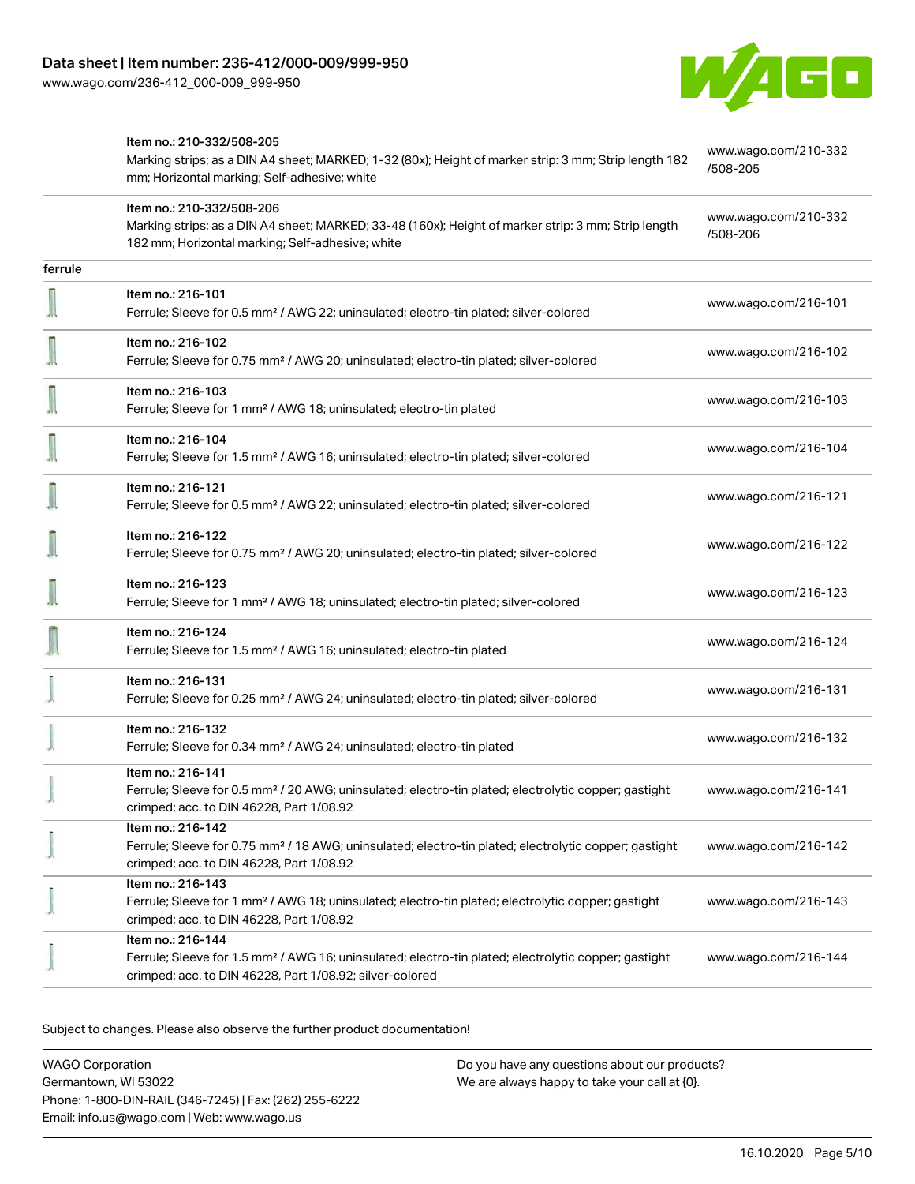| | | |
|---|---|---|
| | Item no.: 210-332/508-205<br>Marking strips; as a DIN A4 sheet; MARKED; 1-32 (80x); Height of marker strip: 3 mm; Strip length 182 mm; Horizontal marking; Self-adhesive; white | www.wago.com/210-332/508-205 |
| | Item no.: 210-332/508-206<br>Marking strips; as a DIN A4 sheet; MARKED; 33-48 (160x); Height of marker strip: 3 mm; Strip length 182 mm; Horizontal marking; Self-adhesive; white | www.wago.com/210-332/508-206 |
| ferrule | | |
| | Item no.: 216-101<br>Ferrule; Sleeve for 0.5 mm² / AWG 22; uninsulated; electro-tin plated; silver-colored | www.wago.com/216-101 |
| | Item no.: 216-102<br>Ferrule; Sleeve for 0.75 mm² / AWG 20; uninsulated; electro-tin plated; silver-colored | www.wago.com/216-102 |
| | Item no.: 216-103<br>Ferrule; Sleeve for 1 mm² / AWG 18; uninsulated; electro-tin plated | www.wago.com/216-103 |
| | Item no.: 216-104<br>Ferrule; Sleeve for 1.5 mm² / AWG 16; uninsulated; electro-tin plated; silver-colored | www.wago.com/216-104 |
| | Item no.: 216-121<br>Ferrule; Sleeve for 0.5 mm² / AWG 22; uninsulated; electro-tin plated; silver-colored | www.wago.com/216-121 |
| | Item no.: 216-122<br>Ferrule; Sleeve for 0.75 mm² / AWG 20; uninsulated; electro-tin plated; silver-colored | www.wago.com/216-122 |
| | Item no.: 216-123<br>Ferrule; Sleeve for 1 mm² / AWG 18; uninsulated; electro-tin plated; silver-colored | www.wago.com/216-123 |
| | Item no.: 216-124<br>Ferrule; Sleeve for 1.5 mm² / AWG 16; uninsulated; electro-tin plated | www.wago.com/216-124 |
| | Item no.: 216-131<br>Ferrule; Sleeve for 0.25 mm² / AWG 24; uninsulated; electro-tin plated; silver-colored | www.wago.com/216-131 |
| | Item no.: 216-132<br>Ferrule; Sleeve for 0.34 mm² / AWG 24; uninsulated; electro-tin plated | www.wago.com/216-132 |
| | Item no.: 216-141<br>Ferrule; Sleeve for 0.5 mm² / 20 AWG; uninsulated; electro-tin plated; electrolytic copper; gastight crimped; acc. to DIN 46228, Part 1/08.92 | www.wago.com/216-141 |
| | Item no.: 216-142<br>Ferrule; Sleeve for 0.75 mm² / 18 AWG; uninsulated; electro-tin plated; electrolytic copper; gastight crimped; acc. to DIN 46228, Part 1/08.92 | www.wago.com/216-142 |
| | Item no.: 216-143<br>Ferrule; Sleeve for 1 mm² / AWG 18; uninsulated; electro-tin plated; electrolytic copper; gastight crimped; acc. to DIN 46228, Part 1/08.92 | www.wago.com/216-143 |
| | Item no.: 216-144<br>Ferrule; Sleeve for 1.5 mm² / AWG 16; uninsulated; electro-tin plated; electrolytic copper; gastight crimped; acc. to DIN 46228, Part 1/08.92; silver-colored | www.wago.com/216-144 |

Subject to changes. Please also observe the further product documentation!

WAGO Corporation
Germantown, WI 53022
Phone: 1-800-DIN-RAIL (346-7245) | Fax: (262) 255-6222
Email: info.us@wago.com | Web: www.wago.us

Do you have any questions about our products?
We are always happy to take your call at {0}.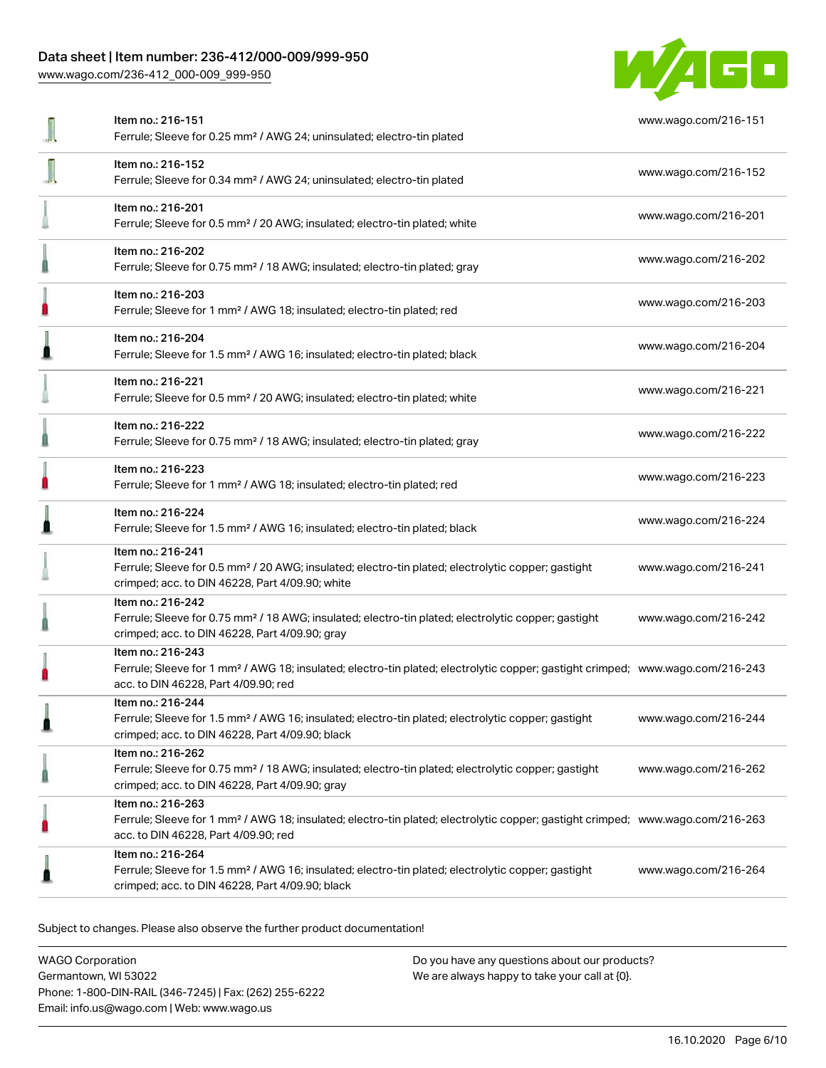| Item | Description | Link |
| --- | --- | --- |
| Item no.: 216-151 | Ferrule; Sleeve for 0.25 mm² / AWG 24; uninsulated; electro-tin plated | www.wago.com/216-151 |
| Item no.: 216-152 | Ferrule; Sleeve for 0.34 mm² / AWG 24; uninsulated; electro-tin plated | www.wago.com/216-152 |
| Item no.: 216-201 | Ferrule; Sleeve for 0.5 mm² / 20 AWG; insulated; electro-tin plated; white | www.wago.com/216-201 |
| Item no.: 216-202 | Ferrule; Sleeve for 0.75 mm² / 18 AWG; insulated; electro-tin plated; gray | www.wago.com/216-202 |
| Item no.: 216-203 | Ferrule; Sleeve for 1 mm² / AWG 18; insulated; electro-tin plated; red | www.wago.com/216-203 |
| Item no.: 216-204 | Ferrule; Sleeve for 1.5 mm² / AWG 16; insulated; electro-tin plated; black | www.wago.com/216-204 |
| Item no.: 216-221 | Ferrule; Sleeve for 0.5 mm² / 20 AWG; insulated; electro-tin plated; white | www.wago.com/216-221 |
| Item no.: 216-222 | Ferrule; Sleeve for 0.75 mm² / 18 AWG; insulated; electro-tin plated; gray | www.wago.com/216-222 |
| Item no.: 216-223 | Ferrule; Sleeve for 1 mm² / AWG 18; insulated; electro-tin plated; red | www.wago.com/216-223 |
| Item no.: 216-224 | Ferrule; Sleeve for 1.5 mm² / AWG 16; insulated; electro-tin plated; black | www.wago.com/216-224 |
| Item no.: 216-241 | Ferrule; Sleeve for 0.5 mm² / 20 AWG; insulated; electro-tin plated; electrolytic copper; gastight crimped; acc. to DIN 46228, Part 4/09.90; white | www.wago.com/216-241 |
| Item no.: 216-242 | Ferrule; Sleeve for 0.75 mm² / 18 AWG; insulated; electro-tin plated; electrolytic copper; gastight crimped; acc. to DIN 46228, Part 4/09.90; gray | www.wago.com/216-242 |
| Item no.: 216-243 | Ferrule; Sleeve for 1 mm² / AWG 18; insulated; electro-tin plated; electrolytic copper; gastight crimped; acc. to DIN 46228, Part 4/09.90; red | www.wago.com/216-243 |
| Item no.: 216-244 | Ferrule; Sleeve for 1.5 mm² / AWG 16; insulated; electro-tin plated; electrolytic copper; gastight crimped; acc. to DIN 46228, Part 4/09.90; black | www.wago.com/216-244 |
| Item no.: 216-262 | Ferrule; Sleeve for 0.75 mm² / 18 AWG; insulated; electro-tin plated; electrolytic copper; gastight crimped; acc. to DIN 46228, Part 4/09.90; gray | www.wago.com/216-262 |
| Item no.: 216-263 | Ferrule; Sleeve for 1 mm² / AWG 18; insulated; electro-tin plated; electrolytic copper; gastight crimped; acc. to DIN 46228, Part 4/09.90; red | www.wago.com/216-263 |
| Item no.: 216-264 | Ferrule; Sleeve for 1.5 mm² / AWG 16; insulated; electro-tin plated; electrolytic copper; gastight crimped; acc. to DIN 46228, Part 4/09.90; black | www.wago.com/216-264 |

Subject to changes. Please also observe the further product documentation!

WAGO Corporation
Germantown, WI 53022
Phone: 1-800-DIN-RAIL (346-7245) | Fax: (262) 255-6222
Email: info.us@wago.com | Web: www.wago.us

Do you have any questions about our products?
We are always happy to take your call at {0}.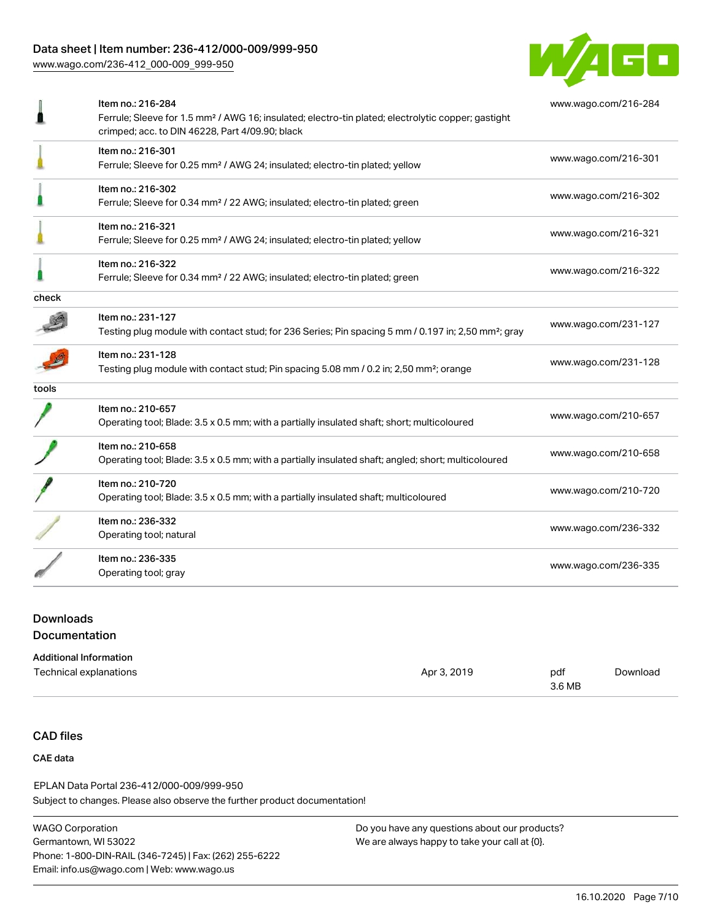| | | |
|---|---|---|
| | Item no.: 216-284<br>Ferrule; Sleeve for 1.5 mm² / AWG 16; insulated; electro-tin plated; electrolytic copper; gastight crimped; acc. to DIN 46228, Part 4/09.90; black | www.wago.com/216-284 |
| | Item no.: 216-301<br>Ferrule; Sleeve for 0.25 mm² / AWG 24; insulated; electro-tin plated; yellow | www.wago.com/216-301 |
| | Item no.: 216-302<br>Ferrule; Sleeve for 0.34 mm² / 22 AWG; insulated; electro-tin plated; green | www.wago.com/216-302 |
| | Item no.: 216-321<br>Ferrule; Sleeve for 0.25 mm² / AWG 24; insulated; electro-tin plated; yellow | www.wago.com/216-321 |
| | Item no.: 216-322<br>Ferrule; Sleeve for 0.34 mm² / 22 AWG; insulated; electro-tin plated; green | www.wago.com/216-322 |
| check | | |
| | Item no.: 231-127<br>Testing plug module with contact stud; for 236 Series; Pin spacing 5 mm / 0.197 in; 2,50 mm²; gray | www.wago.com/231-127 |
| | Item no.: 231-128<br>Testing plug module with contact stud; Pin spacing 5.08 mm / 0.2 in; 2,50 mm²; orange | www.wago.com/231-128 |
| tools | | |
| | Item no.: 210-657<br>Operating tool; Blade: 3.5 x 0.5 mm; with a partially insulated shaft; short; multicoloured | www.wago.com/210-657 |
| | Item no.: 210-658<br>Operating tool; Blade: 3.5 x 0.5 mm; with a partially insulated shaft; angled; short; multicoloured | www.wago.com/210-658 |
| | Item no.: 210-720<br>Operating tool; Blade: 3.5 x 0.5 mm; with a partially insulated shaft; multicoloured | www.wago.com/210-720 |
| | Item no.: 236-332<br>Operating tool; natural | www.wago.com/236-332 |
| | Item no.: 236-335<br>Operating tool; gray | www.wago.com/236-335 |

## Downloads

### Documentation

**Additional Information**

| | | | |
|---|---|---|---|
| Technical explanations | Apr 3, 2019 | pdf<br>3.6 MB | Download |

## CAD files

### CAE data

EPLAN Data Portal 236-412/000-009/999-950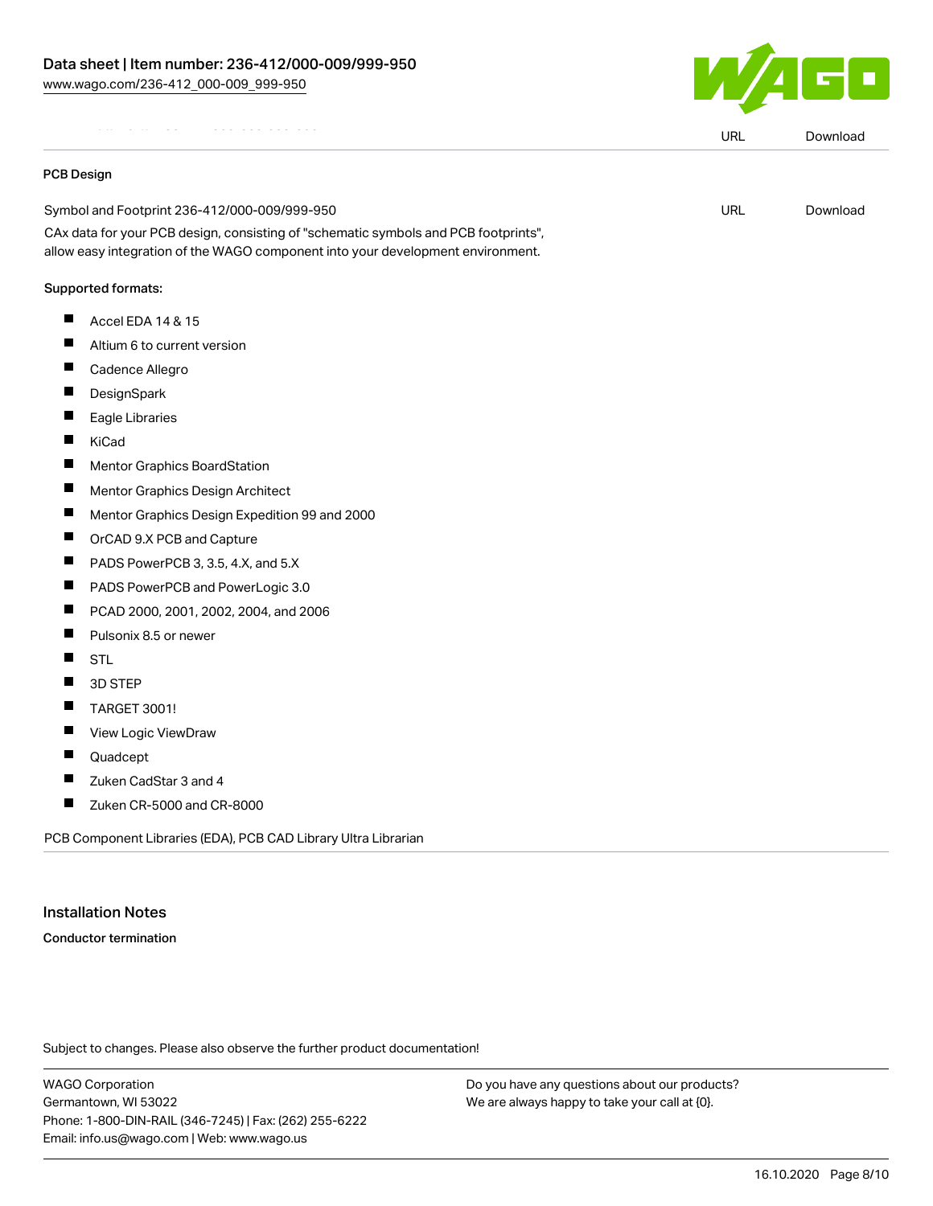| | URL | Download |
|---|---|---|

**PCB Design**

| | | |
|---|---|---|
| Symbol and Footprint 236-412/000-009/999-950 | URL | Download |

CAx data for your PCB design, consisting of "schematic symbols and PCB footprints", allow easy integration of the WAGO component into your development environment.

Supported formats:

- Accel EDA 14 & 15
- Altium 6 to current version
- Cadence Allegro
- DesignSpark
- Eagle Libraries
- KiCad
- Mentor Graphics BoardStation
- Mentor Graphics Design Architect
- Mentor Graphics Design Expedition 99 and 2000
- OrCAD 9.X PCB and Capture
- PADS PowerPCB 3, 3.5, 4.X, and 5.X
- PADS PowerPCB and PowerLogic 3.0
- PCAD 2000, 2001, 2002, 2004, and 2006
- Pulsonix 8.5 or newer
- STL
- 3D STEP
- TARGET 3001!
- View Logic ViewDraw
- Quadcept
- Zuken CadStar 3 and 4
- Zuken CR-5000 and CR-8000

PCB Component Libraries (EDA), PCB CAD Library Ultra Librarian

## Installation Notes

**Conductor termination**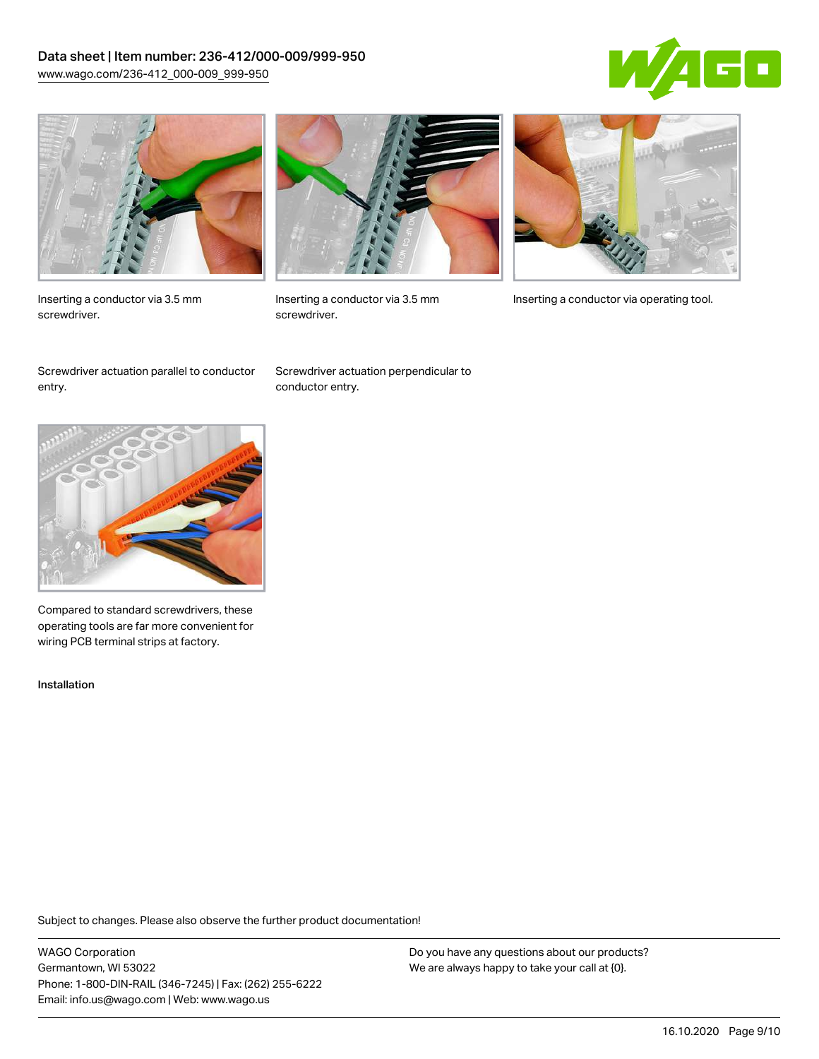Inserting a conductor via 3.5 mm screwdriver.

Inserting a conductor via 3.5 mm screwdriver.

Inserting a conductor via operating tool.

Screwdriver actuation parallel to conductor entry.

Screwdriver actuation perpendicular to conductor entry.

Compared to standard screwdrivers, these operating tools are far more convenient for wiring PCB terminal strips at factory.

Installation

Subject to changes. Please also observe the further product documentation!

WAGO Corporation
Germantown, WI 53022
Phone: 1-800-DIN-RAIL (346-7245) | Fax: (262) 255-6222
Email: info.us@wago.com | Web: www.wago.us

Do you have any questions about our products?
We are always happy to take your call at {0}.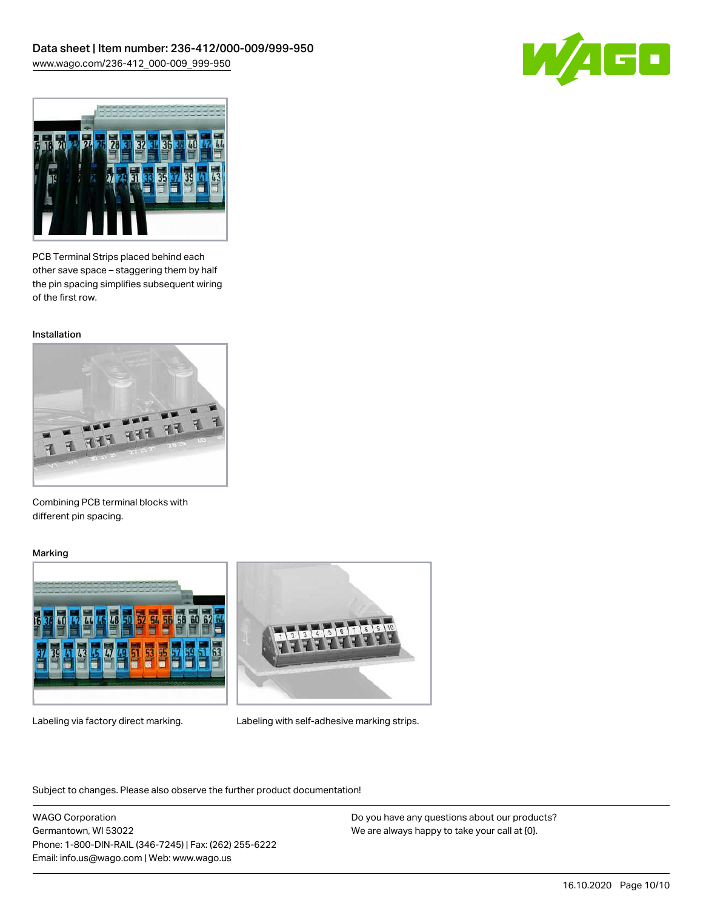PCB Terminal Strips placed behind each other save space – staggering them by half the pin spacing simplifies subsequent wiring of the first row.

## Installation

Combining PCB terminal blocks with different pin spacing.

## Marking

Labeling via factory direct marking.

Labeling with self-adhesive marking strips.

Subject to changes. Please also observe the further product documentation!

WAGO Corporation
Germantown, WI 53022
Phone: 1-800-DIN-RAIL (346-7245) | Fax: (262) 255-6222
Email: info.us@wago.com | Web: www.wago.us

Do you have any questions about our products?
We are always happy to take your call at {0}.